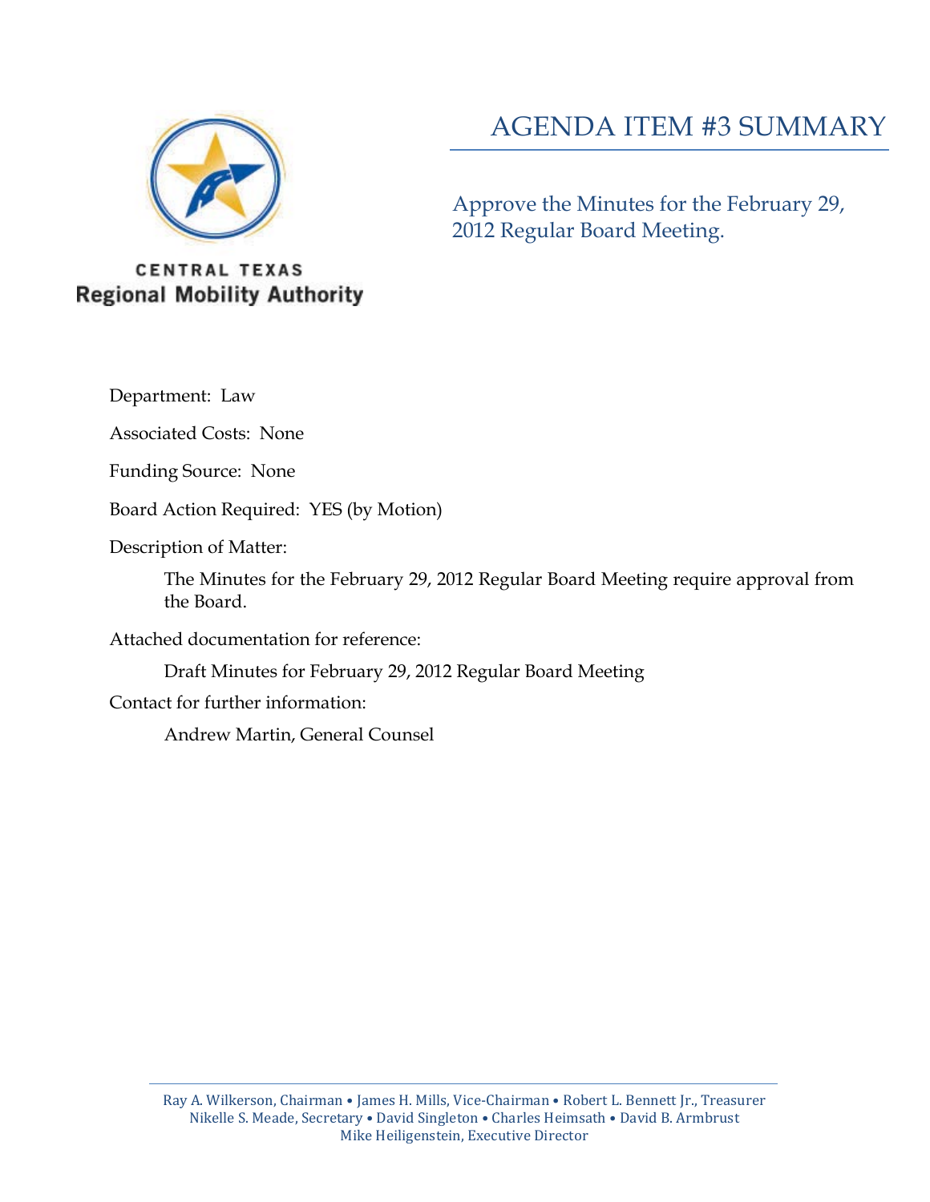CENTRAL TEXAS
Regional Mobility Authority

# AGENDA ITEM #3 SUMMARY

## Approve the Minutes for the February 29, 2012 Regular Board Meeting.

Department: Law

Associated Costs: None

Funding Source: None

Board Action Required: YES (by Motion)

Description of Matter:

> The Minutes for the February 29, 2012 Regular Board Meeting require approval from the Board.

Attached documentation for reference:

> Draft Minutes for February 29, 2012 Regular Board Meeting

Contact for further information:

> Andrew Martin, General Counsel

Ray A. Wilkerson, Chairman • James H. Mills, Vice-Chairman • Robert L. Bennett Jr., Treasurer
Nikelle S. Meade, Secretary • David Singleton • Charles Heimsath • David B. Armbrust
Mike Heiligenstein, Executive Director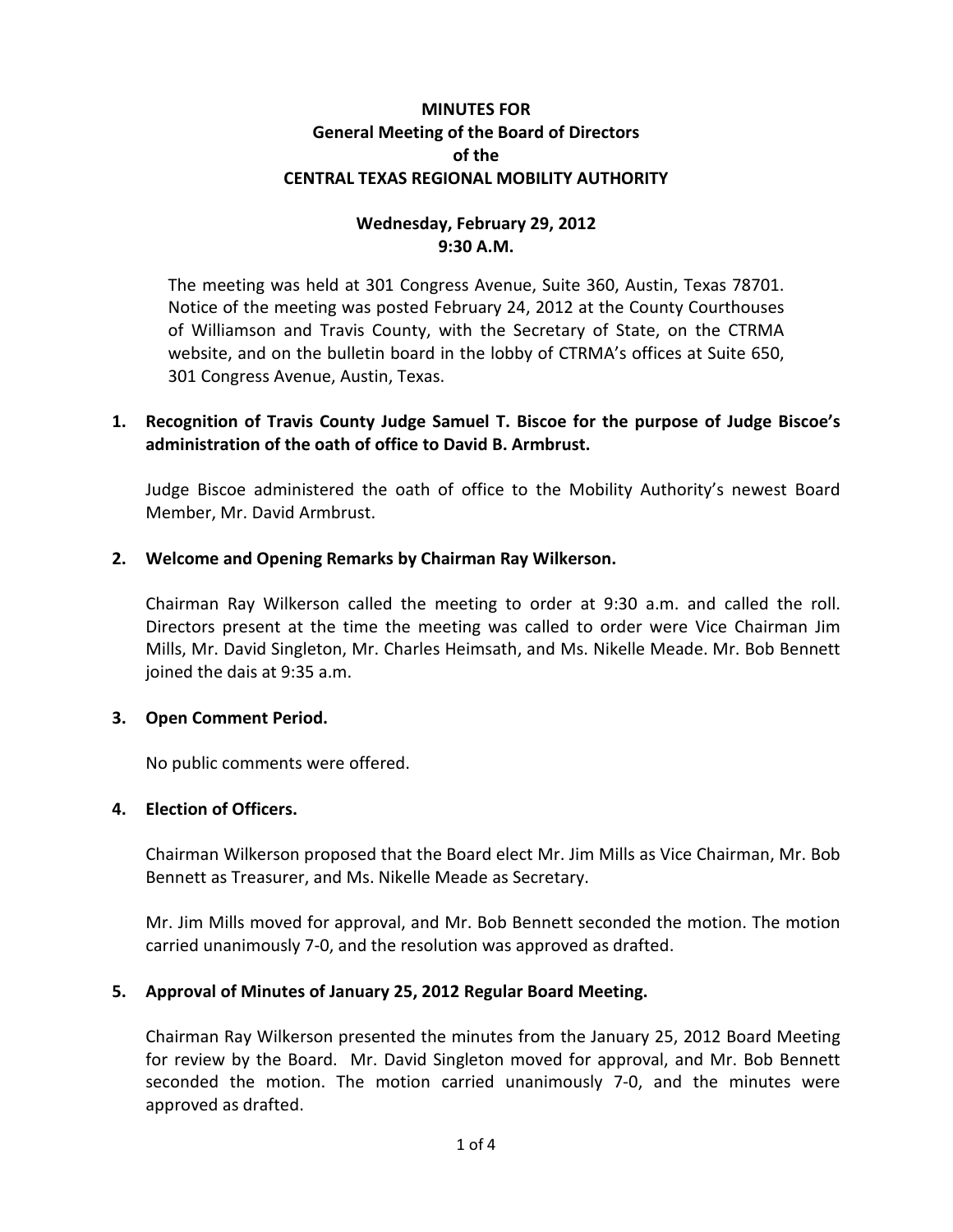**MINUTES FOR**
**General Meeting of the Board of Directors**
**of the**
**CENTRAL TEXAS REGIONAL MOBILITY AUTHORITY**

**Wednesday, February 29, 2012**
**9:30 A.M.**

The meeting was held at 301 Congress Avenue, Suite 360, Austin, Texas 78701. Notice of the meeting was posted February 24, 2012 at the County Courthouses of Williamson and Travis County, with the Secretary of State, on the CTRMA website, and on the bulletin board in the lobby of CTRMA's offices at Suite 650, 301 Congress Avenue, Austin, Texas.

**1. Recognition of Travis County Judge Samuel T. Biscoe for the purpose of Judge Biscoe's administration of the oath of office to David B. Armbrust.**

Judge Biscoe administered the oath of office to the Mobility Authority's newest Board Member, Mr. David Armbrust.

**2. Welcome and Opening Remarks by Chairman Ray Wilkerson.**

Chairman Ray Wilkerson called the meeting to order at 9:30 a.m. and called the roll. Directors present at the time the meeting was called to order were Vice Chairman Jim Mills, Mr. David Singleton, Mr. Charles Heimsath, and Ms. Nikelle Meade. Mr. Bob Bennett joined the dais at 9:35 a.m.

**3. Open Comment Period.**

No public comments were offered.

**4. Election of Officers.**

Chairman Wilkerson proposed that the Board elect Mr. Jim Mills as Vice Chairman, Mr. Bob Bennett as Treasurer, and Ms. Nikelle Meade as Secretary.

Mr. Jim Mills moved for approval, and Mr. Bob Bennett seconded the motion. The motion carried unanimously 7-0, and the resolution was approved as drafted.

**5. Approval of Minutes of January 25, 2012 Regular Board Meeting.**

Chairman Ray Wilkerson presented the minutes from the January 25, 2012 Board Meeting for review by the Board. Mr. David Singleton moved for approval, and Mr. Bob Bennett seconded the motion. The motion carried unanimously 7-0, and the minutes were approved as drafted.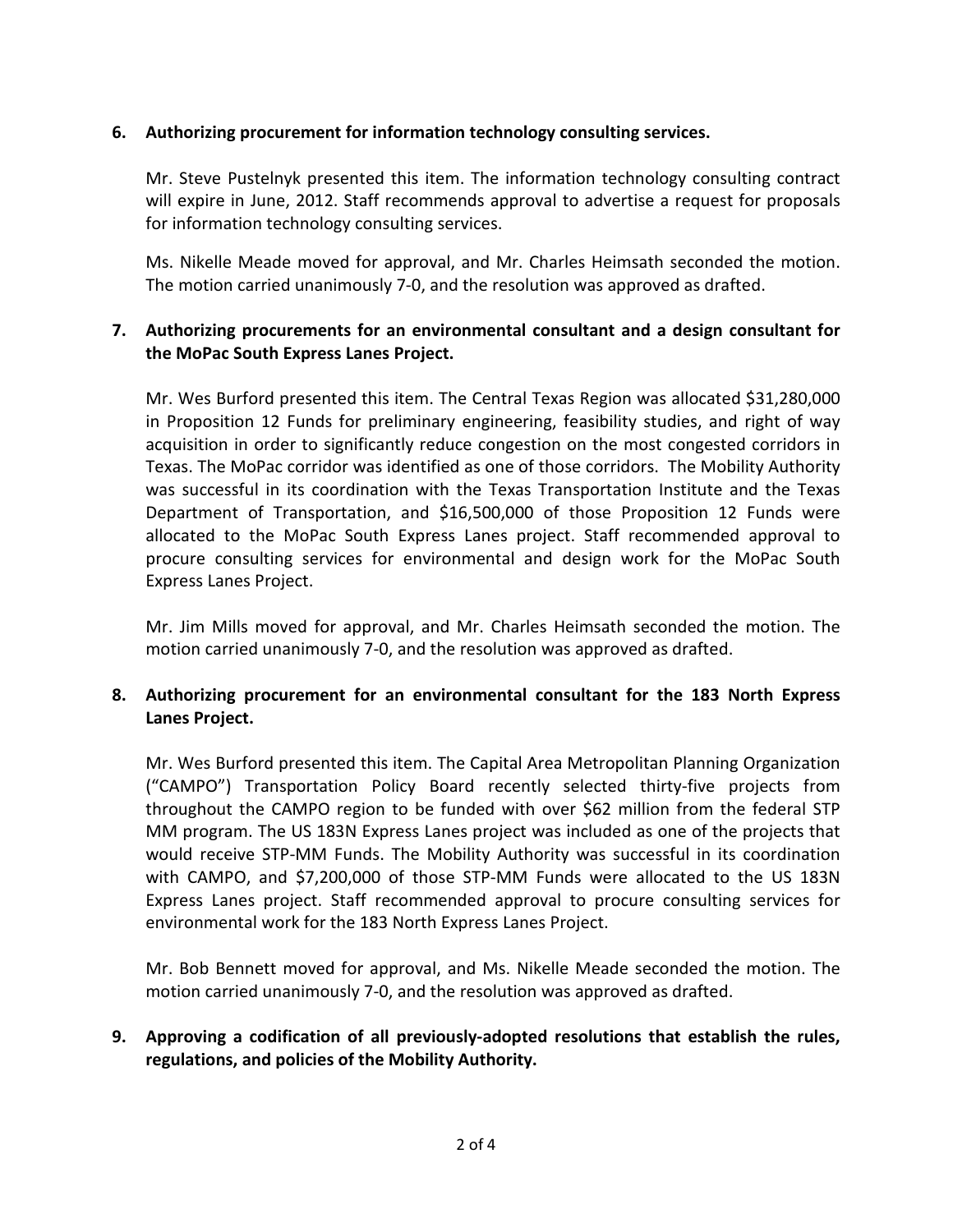**6. Authorizing procurement for information technology consulting services.**

Mr. Steve Pustelnyk presented this item. The information technology consulting contract will expire in June, 2012. Staff recommends approval to advertise a request for proposals for information technology consulting services.

Ms. Nikelle Meade moved for approval, and Mr. Charles Heimsath seconded the motion. The motion carried unanimously 7-0, and the resolution was approved as drafted.

**7. Authorizing procurements for an environmental consultant and a design consultant for the MoPac South Express Lanes Project.**

Mr. Wes Burford presented this item. The Central Texas Region was allocated $31,280,000 in Proposition 12 Funds for preliminary engineering, feasibility studies, and right of way acquisition in order to significantly reduce congestion on the most congested corridors in Texas. The MoPac corridor was identified as one of those corridors. The Mobility Authority was successful in its coordination with the Texas Transportation Institute and the Texas Department of Transportation, and $16,500,000 of those Proposition 12 Funds were allocated to the MoPac South Express Lanes project. Staff recommended approval to procure consulting services for environmental and design work for the MoPac South Express Lanes Project.

Mr. Jim Mills moved for approval, and Mr. Charles Heimsath seconded the motion. The motion carried unanimously 7-0, and the resolution was approved as drafted.

**8. Authorizing procurement for an environmental consultant for the 183 North Express Lanes Project.**

Mr. Wes Burford presented this item. The Capital Area Metropolitan Planning Organization ("CAMPO") Transportation Policy Board recently selected thirty-five projects from throughout the CAMPO region to be funded with over $62 million from the federal STP MM program. The US 183N Express Lanes project was included as one of the projects that would receive STP-MM Funds. The Mobility Authority was successful in its coordination with CAMPO, and $7,200,000 of those STP-MM Funds were allocated to the US 183N Express Lanes project. Staff recommended approval to procure consulting services for environmental work for the 183 North Express Lanes Project.

Mr. Bob Bennett moved for approval, and Ms. Nikelle Meade seconded the motion. The motion carried unanimously 7-0, and the resolution was approved as drafted.

**9. Approving a codification of all previously-adopted resolutions that establish the rules, regulations, and policies of the Mobility Authority.**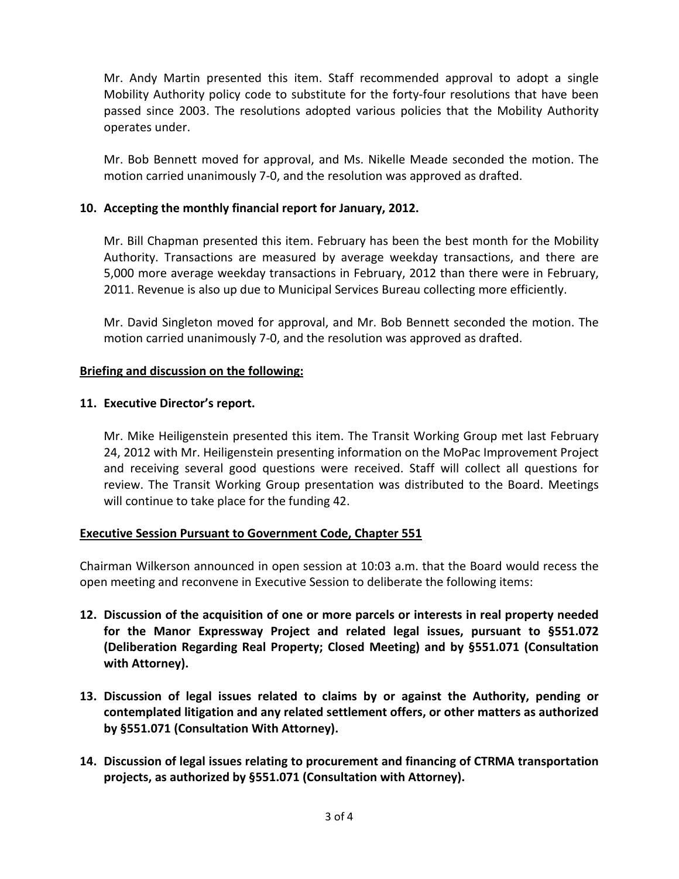Mr. Andy Martin presented this item. Staff recommended approval to adopt a single Mobility Authority policy code to substitute for the forty-four resolutions that have been passed since 2003. The resolutions adopted various policies that the Mobility Authority operates under.

Mr. Bob Bennett moved for approval, and Ms. Nikelle Meade seconded the motion. The motion carried unanimously 7-0, and the resolution was approved as drafted.

**10. Accepting the monthly financial report for January, 2012.**

Mr. Bill Chapman presented this item. February has been the best month for the Mobility Authority. Transactions are measured by average weekday transactions, and there are 5,000 more average weekday transactions in February, 2012 than there were in February, 2011. Revenue is also up due to Municipal Services Bureau collecting more efficiently.

Mr. David Singleton moved for approval, and Mr. Bob Bennett seconded the motion. The motion carried unanimously 7-0, and the resolution was approved as drafted.

**Briefing and discussion on the following:**

**11. Executive Director's report.**

Mr. Mike Heiligenstein presented this item. The Transit Working Group met last February 24, 2012 with Mr. Heiligenstein presenting information on the MoPac Improvement Project and receiving several good questions were received. Staff will collect all questions for review. The Transit Working Group presentation was distributed to the Board. Meetings will continue to take place for the funding 42.

**Executive Session Pursuant to Government Code, Chapter 551**

Chairman Wilkerson announced in open session at 10:03 a.m. that the Board would recess the open meeting and reconvene in Executive Session to deliberate the following items:

**12. Discussion of the acquisition of one or more parcels or interests in real property needed for the Manor Expressway Project and related legal issues, pursuant to §551.072 (Deliberation Regarding Real Property; Closed Meeting) and by §551.071 (Consultation with Attorney).**

**13. Discussion of legal issues related to claims by or against the Authority, pending or contemplated litigation and any related settlement offers, or other matters as authorized by §551.071 (Consultation With Attorney).**

**14. Discussion of legal issues relating to procurement and financing of CTRMA transportation projects, as authorized by §551.071 (Consultation with Attorney).**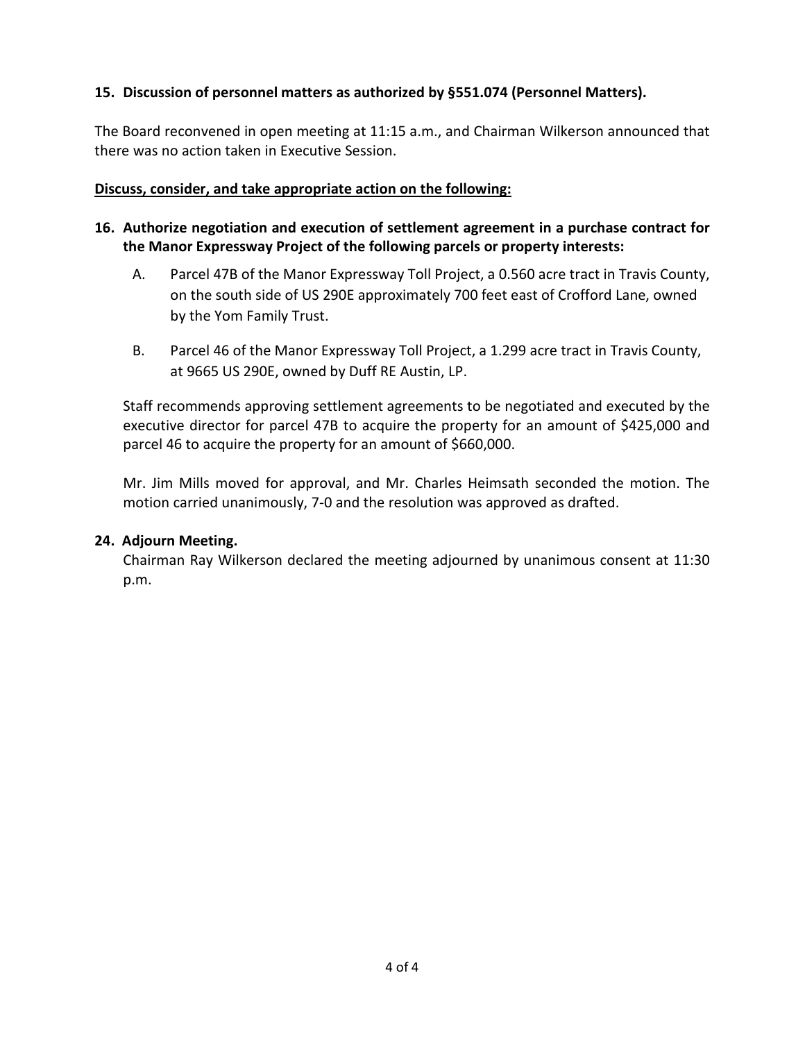**15. Discussion of personnel matters as authorized by §551.074 (Personnel Matters).**

The Board reconvened in open meeting at 11:15 a.m., and Chairman Wilkerson announced that there was no action taken in Executive Session.

**<u>Discuss, consider, and take appropriate action on the following:</u>**

**16. Authorize negotiation and execution of settlement agreement in a purchase contract for the Manor Expressway Project of the following parcels or property interests:**

A. Parcel 47B of the Manor Expressway Toll Project, a 0.560 acre tract in Travis County, on the south side of US 290E approximately 700 feet east of Crofford Lane, owned by the Yom Family Trust.

B. Parcel 46 of the Manor Expressway Toll Project, a 1.299 acre tract in Travis County, at 9665 US 290E, owned by Duff RE Austin, LP.

Staff recommends approving settlement agreements to be negotiated and executed by the executive director for parcel 47B to acquire the property for an amount of $425,000 and parcel 46 to acquire the property for an amount of $660,000.

Mr. Jim Mills moved for approval, and Mr. Charles Heimsath seconded the motion. The motion carried unanimously, 7-0 and the resolution was approved as drafted.

**24. Adjourn Meeting.**

Chairman Ray Wilkerson declared the meeting adjourned by unanimous consent at 11:30 p.m.